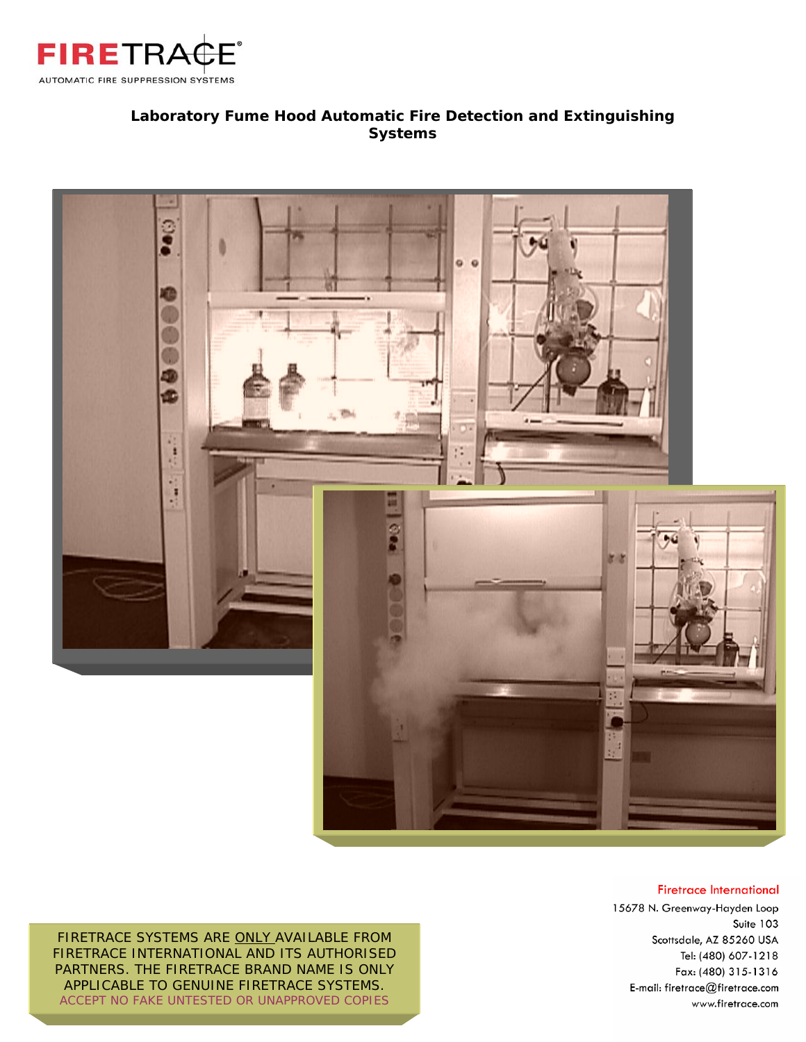FIRETRACE®

AUTOMATIC FIRE SUPPRESSION SYSTEMS

# Laboratory Fume Hood Automatic Fire Detection and Extinguishing Systems

FIRETRACE SYSTEMS ARE ONLY AVAILABLE FROM FIRETRACE INTERNATIONAL AND ITS AUTHORISED PARTNERS. THE FIRETRACE BRAND NAME IS ONLY APPLICABLE TO GENUINE FIRETRACE SYSTEMS.
ACCEPT NO FAKE UNTESTED OR UNAPPROVED COPIES

Firetrace International
15678 N. Greenway-Hayden Loop
Suite 103
Scottsdale, AZ 85260 USA
Tel: (480) 607-1218
Fax: (480) 315-1316
E-mail: firetrace@firetrace.com
www.firetrace.com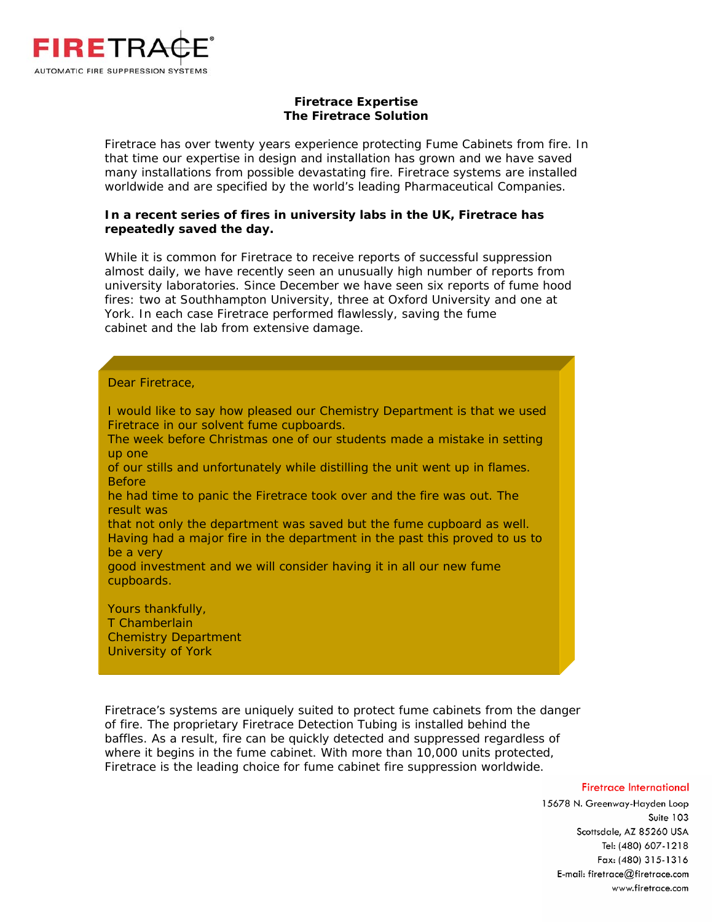**FIRETRACE**
AUTOMATIC FIRE SUPPRESSION SYSTEMS

## Firetrace Expertise
## The Firetrace Solution

Firetrace has over twenty years experience protecting Fume Cabinets from fire. In that time our expertise in design and installation has grown and we have saved many installations from possible devastating fire. Firetrace systems are installed worldwide and are specified by the world's leading Pharmaceutical Companies.

**In a recent series of fires in university labs in the UK, Firetrace has repeatedly saved the day.**

While it is common for Firetrace to receive reports of successful suppression almost daily, we have recently seen an unusually high number of reports from university laboratories. Since December we have seen six reports of fume hood fires: two at Southhampton University, three at Oxford University and one at York. In each case Firetrace performed flawlessly, saving the fume cabinet and the lab from extensive damage.

> Dear Firetrace,
>
> I would like to say how pleased our Chemistry Department is that we used Firetrace in our solvent fume cupboards.
> The week before Christmas one of our students made a mistake in setting up one of our stills and unfortunately while distilling the unit went up in flames. Before he had time to panic the Firetrace took over and the fire was out. The result was that not only the department was saved but the fume cupboard as well.
> Having had a major fire in the department in the past this proved to us to be a very good investment and we will consider having it in all our new fume cupboards.
>
> Yours thankfully,
> T Chamberlain
> Chemistry Department
> University of York

Firetrace's systems are uniquely suited to protect fume cabinets from the danger of fire. The proprietary Firetrace Detection Tubing is installed behind the baffles. As a result, fire can be quickly detected and suppressed regardless of where it begins in the fume cabinet. With more than 10,000 units protected, Firetrace is the leading choice for fume cabinet fire suppression worldwide.

Firetrace International
15678 N. Greenway-Hayden Loop
Suite 103
Scottsdale, AZ 85260 USA
Tel: (480) 607-1218
Fax: (480) 315-1316
E-mail: firetrace@firetrace.com
www.firetrace.com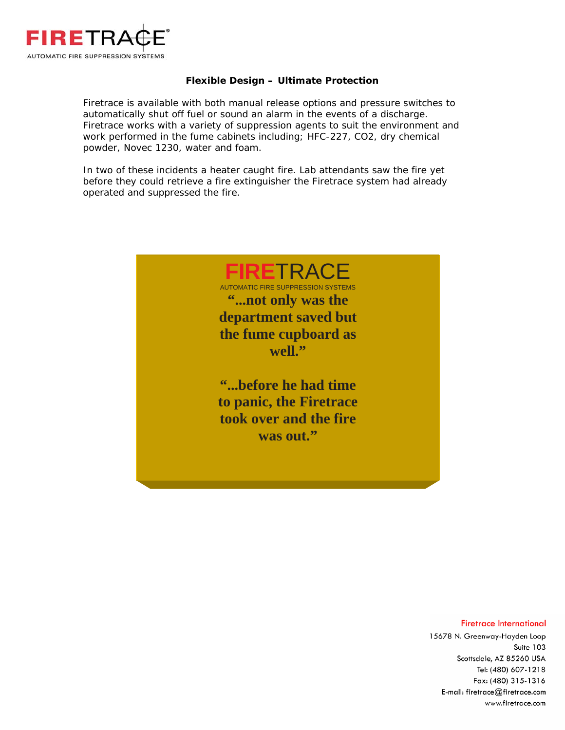**Flexible Design – Ultimate Protection**

Firetrace is available with both manual release options and pressure switches to automatically shut off fuel or sound an alarm in the events of a discharge. Firetrace works with a variety of suppression agents to suit the environment and work performed in the fume cabinets including; HFC-227, $CO_2$, dry chemical powder, Novec 1230, water and foam.

In two of these incidents a heater caught fire. Lab attendants saw the fire yet before they could retrieve a fire extinguisher the Firetrace system had already operated and suppressed the fire.

FIRETRACE
AUTOMATIC FIRE SUPPRESSION SYSTEMS

**"...not only was the department saved but the fume cupboard as well."**

**"...before he had time to panic, the Firetrace took over and the fire was out."**

Firetrace International
15678 N. Greenway-Hayden Loop
Suite 103
Scottsdale, AZ 85260 USA
Tel: (480) 607-1218
Fax: (480) 315-1316
E-mail: firetrace@firetrace.com
www.firetrace.com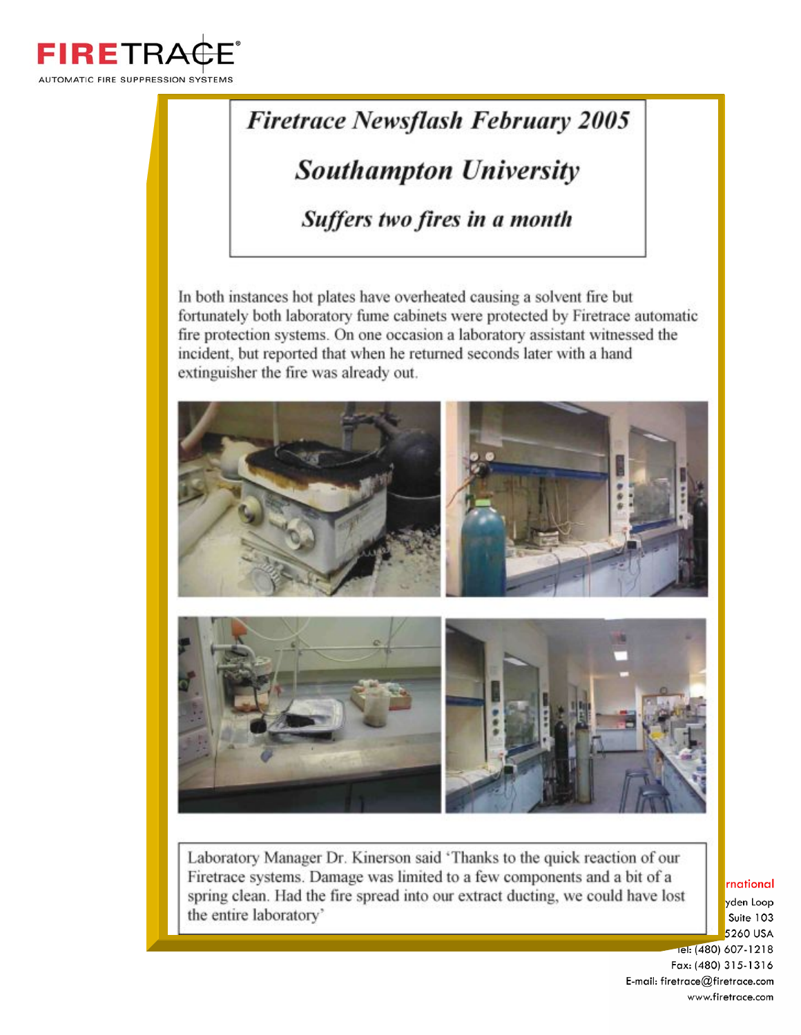FIRETRACE®

AUTOMATIC FIRE SUPPRESSION SYSTEMS

# Firetrace Newsflash February 2005

## Southampton University

### Suffers two fires in a month

In both instances hot plates have overheated causing a solvent fire but fortunately both laboratory fume cabinets were protected by Firetrace automatic fire protection systems. On one occasion a laboratory assistant witnessed the incident, but reported that when he returned seconds later with a hand extinguisher the fire was already out.

Laboratory Manager Dr. Kinerson said 'Thanks to the quick reaction of our Firetrace systems. Damage was limited to a few components and a bit of a spring clean. Had the fire spread into our extract ducting, we could have lost the entire laboratory'

rnational
yden Loop
Suite 103
5260 USA
Tel: (480) 607-1218
Fax: (480) 315-1316
E-mail: firetrace@firetrace.com
www.firetrace.com